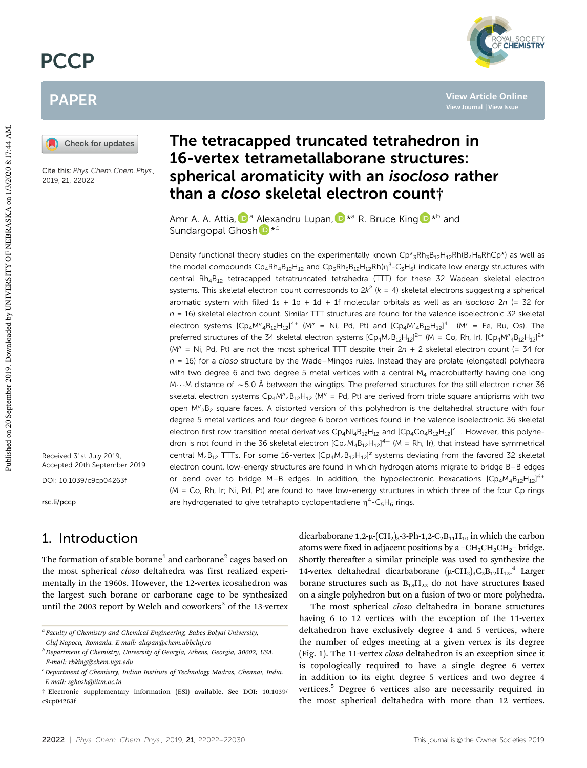# The tetracapped truncated tetrahedron in 16-vertex tetrametallaborane structures: spherical aromaticity with an *isocloso* rather than a *closo* skeletal electron count†

Amr A. A. Attia,[a] Alexandru Lupan,*[a] R. Bruce King*[b] and Sundargopal Ghosh*[c]

Cite this: *Phys. Chem. Chem. Phys.*, 2019, 21, 22022

Received 31st July 2019, Accepted 20th September 2019

DOI: 10.1039/c9cp04263f

rsc.li/pccp

Density functional theory studies on the experimentally known $Cp^*_3Rh_3B_{12}H_{12}Rh(B_4H_9RhCp^*)$ as well as the model compounds $Cp_4Rh_4B_{12}H_{12}$ and $Cp_3Rh_3B_{12}H_{12}Rh(\eta^3\text{-}C_3H_5)$ indicate low energy structures with central $Rh_4B_{12}$ tetracapped tetratruncated tetrahedra (TTT) for these 32 Wadean skeletal electron systems. This skeletal electron count corresponds to $2k^2$ ($k$ = 4) skeletal electrons suggesting a spherical aromatic system with filled 1s + 1p + 1d + 1f molecular orbitals as well as an *isocloso* $2n$ (= 32 for $n$ = 16) skeletal electron count. Similar TTT structures are found for the valence isoelectronic 32 skeletal electron systems $[Cp_4M''_4B_{12}H_{12}]^{4+}$ (M″ = Ni, Pd, Pt) and $[Cp_4M'_4B_{12}H_{12}]^{4-}$ (M′ = Fe, Ru, Os). The preferred structures of the 34 skeletal electron systems $[Cp_4M_4B_{12}H_{12}]^{2-}$ (M = Co, Rh, Ir), $[Cp_4M''_4B_{12}H_{12}]^{2+}$ (M″ = Ni, Pd, Pt) are not the most spherical TTT despite their $2n + 2$ skeletal electron count (= 34 for $n$ = 16) for a *closo* structure by the Wade–Mingos rules. Instead they are prolate (elongated) polyhedra with two degree 6 and two degree 5 metal vertices with a central $M_4$ macrobutterfly having one long M···M distance of ∼5.0 Å between the wingtips. The preferred structures for the still electron richer 36 skeletal electron systems $Cp_4M''_4B_{12}H_{12}$ (M″ = Pd, Pt) are derived from triple square antiprisms with two open $M''_2B_2$ square faces. A distorted version of this polyhedron is the deltahedral structure with four degree 5 metal vertices and four degree 6 boron vertices found in the valence isoelectronic 36 skeletal electron first row transition metal derivatives $Cp_4Ni_4B_{12}H_{12}$ and $[Cp_4Co_4B_{12}H_{12}]^{4-}$. However, this polyhedron is not found in the 36 skeletal electron $[Cp_4M_4B_{12}H_{12}]^{4-}$ (M = Rh, Ir), that instead have symmetrical central $M_4B_{12}$ TTTs. For some 16-vertex $[Cp_4M_4B_{12}H_{12}]^z$ systems deviating from the favored 32 skeletal electron count, low-energy structures are found in which hydrogen atoms migrate to bridge B–B edges or bend over to bridge M–B edges. In addition, the hypoelectronic hexacations $[Cp_4M_4B_{12}H_{12}]^{6+}$ (M = Co, Rh, Ir; Ni, Pd, Pt) are found to have low-energy structures in which three of the four Cp rings are hydrogenated to give tetrahapto cyclopentadiene $\eta^4\text{-}C_5H_6$ rings.

## 1. Introduction

The formation of stable borane[1] and carborane[2] cages based on the most spherical *closo* deltahedra was first realized experimentally in the 1960s. However, the 12-vertex icosahedron was the largest such borane or carborane cage to be synthesized until the 2003 report by Welch and coworkers[3] of the 13-vertex dicarbaborane 1,2-μ-$(CH_2)_3$-3-Ph-1,2-$C_2B_{11}H_{10}$ in which the carbon atoms were fixed in adjacent positions by a $-CH_2CH_2CH_2-$ bridge. Shortly thereafter a similar principle was used to synthesize the 14-vertex deltahedral dicarbaborane (μ-$CH_2)_3C_2B_{12}H_{12}$.[4] Larger borane structures such as $B_{18}H_{22}$ do not have structures based on a single polyhedron but on a fusion of two or more polyhedra.

The most spherical *closo* deltahedra in borane structures having 6 to 12 vertices with the exception of the 11-vertex deltahedron have exclusively degree 4 and 5 vertices, where the number of edges meeting at a given vertex is its degree (Fig. 1). The 11-vertex *closo* deltahedron is an exception since it is topologically required to have a single degree 6 vertex in addition to its eight degree 5 vertices and two degree 4 vertices.[5] Degree 6 vertices also are necessarily required in the most spherical deltahedra with more than 12 vertices.

[a] Faculty of Chemistry and Chemical Engineering, Babeș-Bolyai University, Cluj-Napoca, Romania. E-mail: alupan@chem.ubbcluj.ro

[b] Department of Chemistry, University of Georgia, Athens, Georgia, 30602, USA. E-mail: rbking@chem.uga.edu

[c] Department of Chemistry, Indian Institute of Technology Madras, Chennai, India. E-mail: sghosh@iitm.ac.in

† Electronic supplementary information (ESI) available. See DOI: 10.1039/c9cp04263f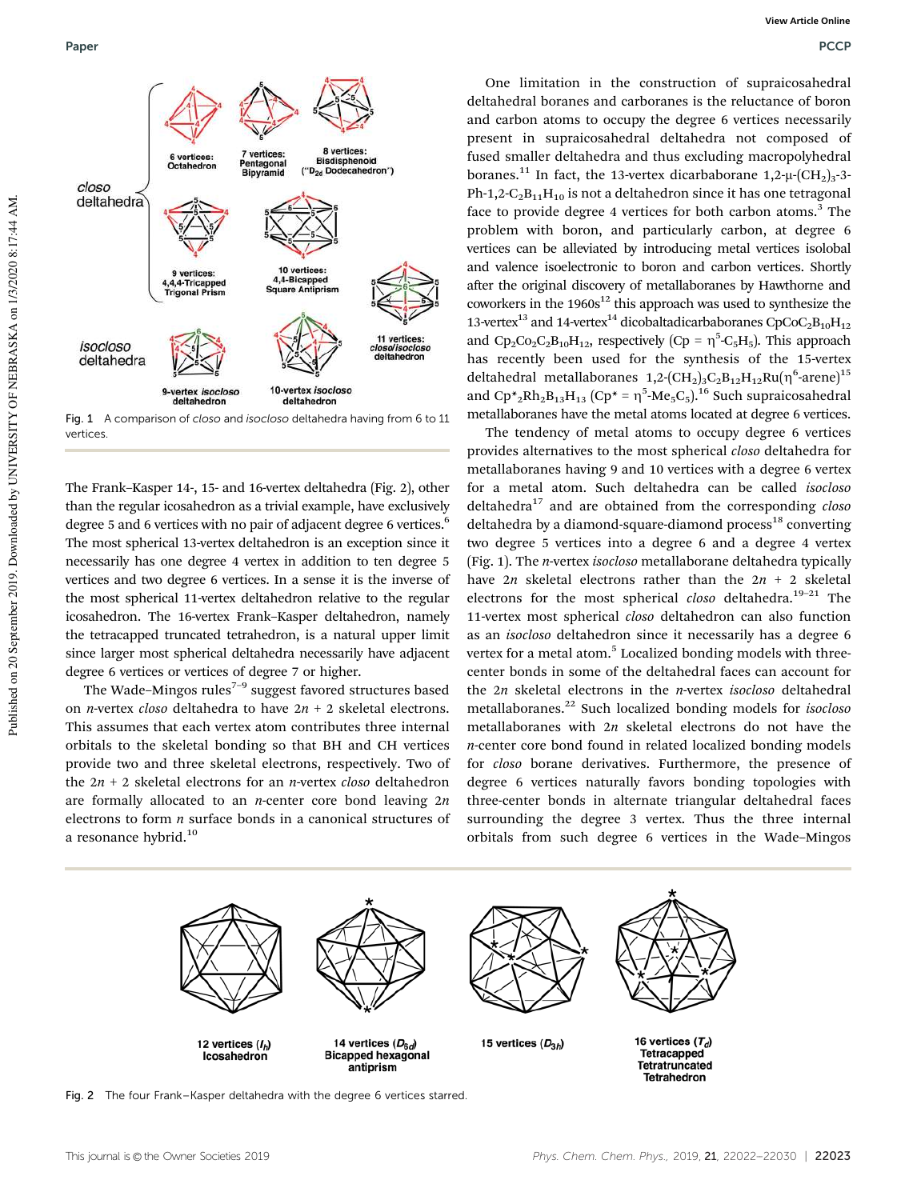Fig. 1 A comparison of *closo* and *isocloso* deltahedra having from 6 to 11 vertices.

The Frank–Kasper 14-, 15- and 16-vertex deltahedra (Fig. 2), other than the regular icosahedron as a trivial example, have exclusively degree 5 and 6 vertices with no pair of adjacent degree 6 vertices.[6] The most spherical 13-vertex deltahedron is an exception since it necessarily has one degree 4 vertex in addition to ten degree 5 vertices and two degree 6 vertices. In a sense it is the inverse of the most spherical 11-vertex deltahedron relative to the regular icosahedron. The 16-vertex Frank–Kasper deltahedron, namely the tetracapped truncated tetrahedron, is a natural upper limit since larger most spherical deltahedra necessarily have adjacent degree 6 vertices or vertices of degree 7 or higher.

The Wade–Mingos rules[7–9] suggest favored structures based on $n$-vertex *closo* deltahedra to have $2n + 2$ skeletal electrons. This assumes that each vertex atom contributes three internal orbitals to the skeletal bonding so that BH and CH vertices provide two and three skeletal electrons, respectively. Two of the $2n + 2$ skeletal electrons for an $n$-vertex *closo* deltahedron are formally allocated to an $n$-center core bond leaving $2n$ electrons to form $n$ surface bonds in a canonical structures of a resonance hybrid.[10]

One limitation in the construction of supraicosahedral deltahedral boranes and carboranes is the reluctance of boron and carbon atoms to occupy the degree 6 vertices necessarily present in supraicosahedral deltahedra not composed of fused smaller deltahedra and thus excluding macropolyhedral boranes.[11] In fact, the 13-vertex dicarbaborane 1,2-μ-$(CH_2)_3$-3-Ph-1,2-$C_2B_{11}H_{10}$ is not a deltahedron since it has one tetragonal face to provide degree 4 vertices for both carbon atoms.[3] The problem with boron, and particularly carbon, at degree 6 vertices can be alleviated by introducing metal vertices isolobal and valence isoelectronic to boron and carbon vertices. Shortly after the original discovery of metallaboranes by Hawthorne and coworkers in the 1960s[12] this approach was used to synthesize the 13-vertex[13] and 14-vertex[14] dicobaltadicarbaboranes $CpCoC_2B_{10}H_{12}$ and $Cp_2Co_2C_2B_{10}H_{12}$, respectively (Cp = $\eta^5$-$C_5H_5$). This approach has recently been used for the synthesis of the 15-vertex deltahedral metallaboranes 1,2-$(CH_2)_3C_2B_{12}H_{12}$Ru($\eta^6$-arene)[15] and $Cp^*{}_2Rh_2B_{13}H_{13}$ (Cp* = $\eta^5$-$Me_5C_5$).[16] Such supraicosahedral metallaboranes have the metal atoms located at degree 6 vertices.

The tendency of metal atoms to occupy degree 6 vertices provides alternatives to the most spherical *closo* deltahedra for metallaboranes having 9 and 10 vertices with a degree 6 vertex for a metal atom. Such deltahedra can be called *isocloso* deltahedra[17] and are obtained from the corresponding *closo* deltahedra by a diamond-square-diamond process[18] converting two degree 5 vertices into a degree 6 and a degree 4 vertex (Fig. 1). The $n$-vertex *isocloso* metallaborane deltahedra typically have $2n$ skeletal electrons rather than the $2n + 2$ skeletal electrons for the most spherical *closo* deltahedra.[19–21] The 11-vertex most spherical *closo* deltahedron can also function as an *isocloso* deltahedron since it necessarily has a degree 6 vertex for a metal atom.[5] Localized bonding models with three-center bonds in some of the deltahedral faces can account for the $2n$ skeletal electrons in the $n$-vertex *isocloso* deltahedral metallaboranes.[22] Such localized bonding models for *isocloso* metallaboranes with $2n$ skeletal electrons do not have the $n$-center core bond found in related localized bonding models for *closo* borane derivatives. Furthermore, the presence of degree 6 vertices naturally favors bonding topologies with three-center bonds in alternate triangular deltahedral faces surrounding the degree 3 vertex. Thus the three internal orbitals from such degree 6 vertices in the Wade–Mingos

Fig. 2 The four Frank–Kasper deltahedra with the degree 6 vertices starred.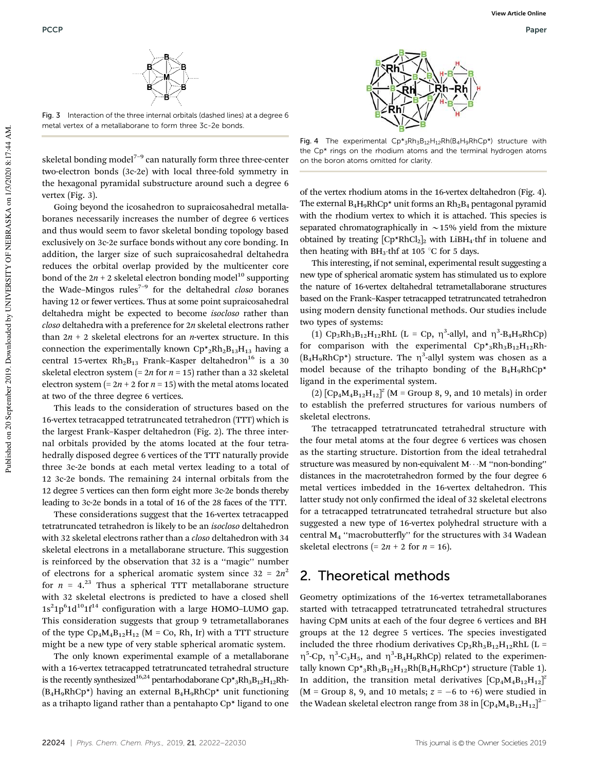Fig. 3 Interaction of the three internal orbitals (dashed lines) at a degree 6 metal vertex of a metallaborane to form three 3c-2e bonds.

skeletal bonding model[7–9] can naturally form three three-center two-electron bonds (3c-2e) with local three-fold symmetry in the hexagonal pyramidal substructure around such a degree 6 vertex (Fig. 3).

Going beyond the icosahedron to supraicosahedral metallaboranes necessarily increases the number of degree 6 vertices and thus would seem to favor skeletal bonding topology based exclusively on 3c-2e surface bonds without any core bonding. In addition, the larger size of such supraicosahedral deltahedra reduces the orbital overlap provided by the multicenter core bond of the $2n + 2$ skeletal electron bonding model[10] supporting the Wade–Mingos rules[7–9] for the deltahedral *closo* boranes having 12 or fewer vertices. Thus at some point supraicosahedral deltahedra might be expected to become *isocloso* rather than *closo* deltahedra with a preference for $2n$ skeletal electrons rather than $2n + 2$ skeletal electrons for an $n$-vertex structure. In this connection the experimentally known $Cp^{*}_2Rh_2B_{13}H_{13}$ having a central 15-vertex $Rh_2B_{13}$ Frank–Kasper deltahedron[16] is a 30 skeletal electron system (= $2n$ for $n = 15$) rather than a 32 skeletal electron system (= $2n + 2$ for $n = 15$) with the metal atoms located at two of the three degree 6 vertices.

This leads to the consideration of structures based on the 16-vertex tetracapped tetratruncated tetrahedron (TTT) which is the largest Frank–Kasper deltahedron (Fig. 2). The three internal orbitals provided by the atoms located at the four tetrahedrally disposed degree 6 vertices of the TTT naturally provide three 3c-2e bonds at each metal vertex leading to a total of 12 3c-2e bonds. The remaining 24 internal orbitals from the 12 degree 5 vertices can then form eight more 3c-2e bonds thereby leading to 3c-2e bonds in a total of 16 of the 28 faces of the TTT.

These considerations suggest that the 16-vertex tetracapped tetratruncated tetrahedron is likely to be an *isocloso* deltahedron with 32 skeletal electrons rather than a *closo* deltahedron with 34 skeletal electrons in a metallaborane structure. This suggestion is reinforced by the observation that 32 is a "magic" number of electrons for a spherical aromatic system since $32 = 2n^2$ for $n = 4$.[23] Thus a spherical TTT metallaborane structure with 32 skeletal electrons is predicted to have a closed shell $1s^21p^61d^{10}1f^{14}$ configuration with a large HOMO–LUMO gap. This consideration suggests that group 9 tetrametallaboranes of the type $Cp_4M_4B_{12}H_{12}$ (M = Co, Rh, Ir) with a TTT structure might be a new type of very stable spherical aromatic system.

The only known experimental example of a metallaborane with a 16-vertex tetracapped tetratruncated tetrahedral structure is the recently synthesized[16,24] pentarhodaborane $Cp^{*}_3Rh_3B_{12}H_{12}Rh(B_4H_9RhCp^{*})$ having an external $B_4H_9RhCp^{*}$ unit functioning as a trihapto ligand rather than a pentahapto $Cp^{*}$ ligand to one of the vertex rhodium atoms in the 16-vertex deltahedron (Fig. 4). The external $B_4H_9RhCp^{*}$ unit forms an $Rh_2B_4$ pentagonal pyramid with the rhodium vertex to which it is attached. This species is separated chromatographically in ~15% yield from the mixture obtained by treating $[Cp^{*}RhCl_2]_2$ with $LiBH_4$·thf in toluene and then heating with $BH_3$·thf at 105 °C for 5 days.

Fig. 4 The experimental $Cp^{*}_3Rh_3B_{12}H_{12}Rh(B_4H_9RhCp^{*})$ structure with the $Cp^{*}$ rings on the rhodium atoms and the terminal hydrogen atoms on the boron atoms omitted for clarity.

This interesting, if not seminal, experimental result suggesting a new type of spherical aromatic system has stimulated us to explore the nature of 16-vertex deltahedral tetrametallaborane structures based on the Frank–Kasper tetracapped tetratruncated tetrahedron using modern density functional methods. Our studies include two types of systems:

(1) $Cp_3Rh_3B_{12}H_{12}RhL$ (L = Cp, $\eta^3$-allyl, and $\eta^3$-$B_4H_9RhCp$) for comparison with the experimental $Cp^{*}_3Rh_3B_{12}H_{12}Rh(B_4H_9RhCp^{*})$ structure. The $\eta^3$-allyl system was chosen as a model because of the trihapto bonding of the $B_4H_9RhCp^{*}$ ligand in the experimental system.

(2) $[Cp_4M_4B_{12}H_{12}]^z$ (M = Group 8, 9, and 10 metals) in order to establish the preferred structures for various numbers of skeletal electrons.

The tetracapped tetratruncated tetrahedral structure with the four metal atoms at the four degree 6 vertices was chosen as the starting structure. Distortion from the ideal tetrahedral structure was measured by non-equivalent M···M "non-bonding" distances in the macrotetrahedron formed by the four degree 6 metal vertices imbedded in the 16-vertex deltahedron. This latter study not only confirmed the ideal of 32 skeletal electrons for a tetracapped tetratruncated tetrahedral structure but also suggested a new type of 16-vertex polyhedral structure with a central $M_4$ "macrobutterfly" for the structures with 34 Wadean skeletal electrons (= $2n + 2$ for $n = 16$).

## 2. Theoretical methods

Geometry optimizations of the 16-vertex tetrametallaboranes started with tetracapped tetratruncated tetrahedral structures having CpM units at each of the four degree 6 vertices and BH groups at the 12 degree 5 vertices. The species investigated included the three rhodium derivatives $Cp_3Rh_3B_{12}H_{12}RhL$ (L = $\eta^5$-Cp, $\eta^3$-$C_3H_5$, and $\eta^3$-$B_4H_9RhCp$) related to the experimentally known $Cp^{*}_3Rh_3B_{12}H_{12}Rh(B_4H_9RhCp^{*})$ structure (Table 1). In addition, the transition metal derivatives $[Cp_4M_4B_{12}H_{12}]^z$ (M = Group 8, 9, and 10 metals; $z = -6$ to $+6$) were studied in the Wadean skeletal electron range from 38 in $[Cp_4M_4B_{12}H_{12}]^{2-}$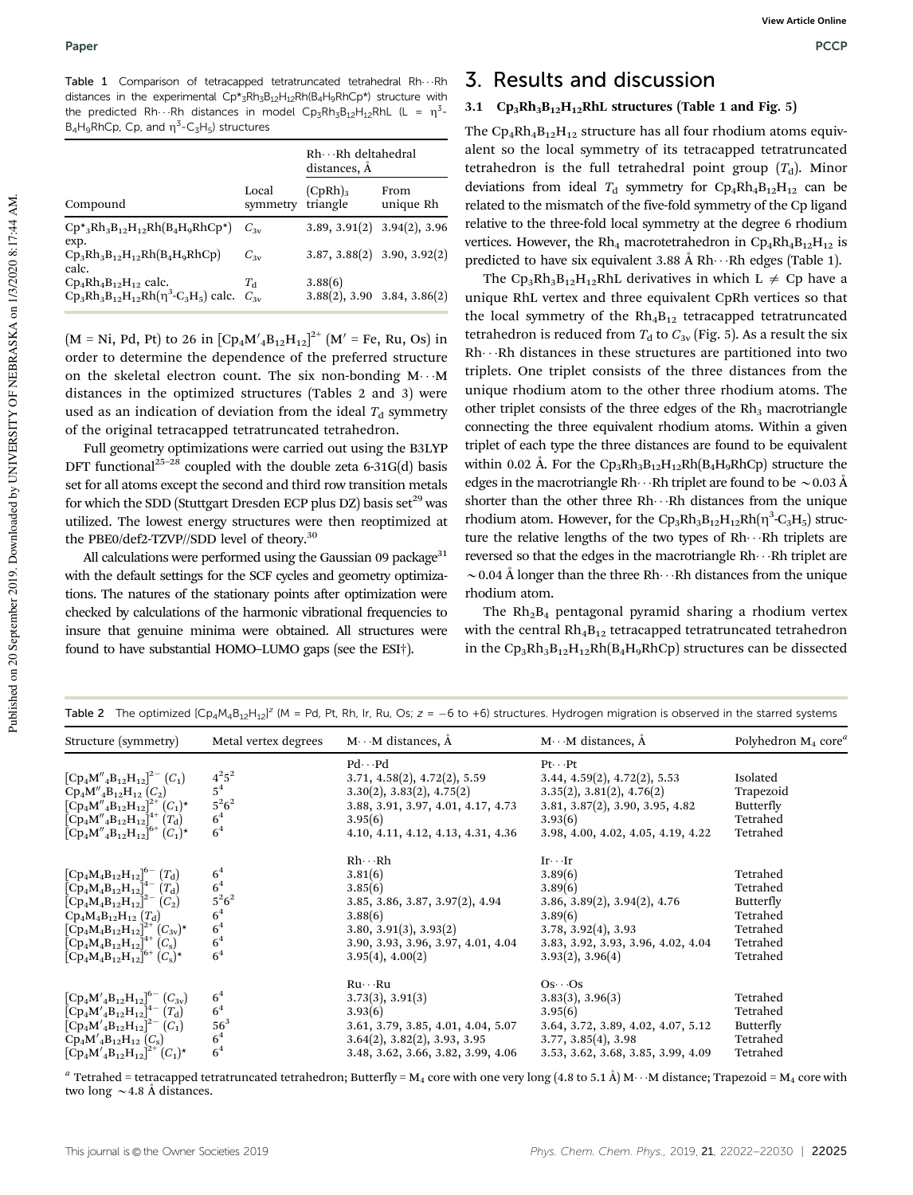Table 1 Comparison of tetracapped tetratruncated tetrahedral Rh···Rh distances in the experimental $Cp^*_3Rh_3B_{12}H_{12}Rh(B_4H_9RhCp^*)$ structure with the predicted Rh···Rh distances in model $Cp_3Rh_3B_{12}H_{12}RhL$ (L = $\eta^3$-$B_4H_9RhCp$, Cp, and $\eta^3$-$C_3H_5$) structures

| Compound | Local symmetry | Rh···Rh deltahedral distances, Å | |
|---|---|---|---|
| | | $(CpRh)_3$ triangle | From unique Rh |
| $Cp^*_3Rh_3B_{12}H_{12}Rh(B_4H_9RhCp^*)$ exp. | $C_{3v}$ | 3.89, 3.91(2) | 3.94(2), 3.96 |
| $Cp_3Rh_3B_{12}H_{12}Rh(B_4H_9RhCp)$ calc. | $C_{3v}$ | 3.87, 3.88(2) | 3.90, 3.92(2) |
| $Cp_4Rh_4B_{12}H_{12}$ calc. | $T_d$ | 3.88(6) | |
| $Cp_3Rh_3B_{12}H_{12}Rh(\eta^3$-$C_3H_5)$ calc. | $C_{3v}$ | 3.88(2), 3.90 | 3.84, 3.86(2) |

(M = Ni, Pd, Pt) to 26 in $[Cp_4M'_4B_{12}H_{12}]^{2+}$ (M′ = Fe, Ru, Os) in order to determine the dependence of the preferred structure on the skeletal electron count. The six non-bonding M···M distances in the optimized structures (Tables 2 and 3) were used as an indication of deviation from the ideal $T_d$ symmetry of the original tetracapped tetratruncated tetrahedron.

Full geometry optimizations were carried out using the B3LYP DFT functional[25–28] coupled with the double zeta 6-31G(d) basis set for all atoms except the second and third row transition metals for which the SDD (Stuttgart Dresden ECP plus DZ) basis set[29] was utilized. The lowest energy structures were then reoptimized at the PBE0/def2-TZVP//SDD level of theory.[30]

All calculations were performed using the Gaussian 09 package[31] with the default settings for the SCF cycles and geometry optimizations. The natures of the stationary points after optimization were checked by calculations of the harmonic vibrational frequencies to insure that genuine minima were obtained. All structures were found to have substantial HOMO–LUMO gaps (see the ESI†).

# 3. Results and discussion

### 3.1 $Cp_3Rh_3B_{12}H_{12}RhL$ structures (Table 1 and Fig. 5)

The $Cp_4Rh_4B_{12}H_{12}$ structure has all four rhodium atoms equivalent so the local symmetry of its tetracapped tetratruncated tetrahedron is the full tetrahedral point group ($T_d$). Minor deviations from ideal $T_d$ symmetry for $Cp_4Rh_4B_{12}H_{12}$ can be related to the mismatch of the five-fold symmetry of the Cp ligand relative to the three-fold local symmetry at the degree 6 rhodium vertices. However, the $Rh_4$ macrotetrahedron in $Cp_4Rh_4B_{12}H_{12}$ is predicted to have six equivalent 3.88 Å Rh···Rh edges (Table 1).

The $Cp_3Rh_3B_{12}H_{12}RhL$ derivatives in which L ≠ Cp have a unique RhL vertex and three equivalent CpRh vertices so that the local symmetry of the tetracapped tetratruncated tetrahedron is reduced from $T_d$ to $C_{3v}$ (Fig. 5). As a result the six Rh···Rh distances in these structures are partitioned into two triplets. One triplet consists of the three distances from the unique rhodium atom to the other three rhodium atoms. The other triplet consists of the three edges of the $Rh_3$ macrotriangle connecting the three equivalent rhodium atoms. Within a given triplet of each type the three distances are found to be equivalent within 0.02 Å. For the $Cp_3Rh_3B_{12}H_{12}Rh(B_4H_9RhCp)$ structure the edges in the macrotriangle Rh···Rh triplet are found to be ~0.03 Å shorter than the other three Rh···Rh distances from the unique rhodium atom. However, for the $Cp_3Rh_3B_{12}H_{12}Rh(\eta^3$-$C_3H_5)$ structure the relative lengths of the two types of Rh···Rh triplets are reversed so that the edges in the macrotriangle Rh···Rh triplet are ~0.04 Å longer than the three Rh···Rh distances from the unique rhodium atom.

The $Rh_2B_4$ pentagonal pyramid sharing a rhodium vertex with the central $Rh_4B_{12}$ tetracapped tetratruncated tetrahedron in the $Cp_3Rh_3B_{12}H_{12}Rh(B_4H_9RhCp)$ structures can be dissected

Table 2 The optimized $[Cp_4M_4B_{12}H_{12}]^z$ (M = Pd, Pt, Rh, Ir, Ru, Os; z = −6 to +6) structures. Hydrogen migration is observed in the starred systems

| Structure (symmetry) | Metal vertex degrees | M···M distances, Å | M···M distances, Å | Polyhedron $M_4$ core[a] |
|---|---|---|---|---|
| | | Pd···Pd | Pt···Pt | |
| $[Cp_4M''_4B_{12}H_{12}]^{2-}$ ($C_1$) | $4^25^2$ | 3.71, 4.58(2), 4.72(2), 5.59 | 3.44, 4.59(2), 4.72(2), 5.53 | Isolated |
| $Cp_4M''_4B_{12}H_{12}$ ($C_2$) | $5^4$ | 3.30(2), 3.83(2), 4.75(2) | 3.35(2), 3.81(2), 4.76(2) | Trapezoid |
| $[Cp_4M''_4B_{12}H_{12}]^{2+}$ ($C_1$)* | $5^26^2$ | 3.88, 3.91, 3.97, 4.01, 4.17, 4.73 | 3.81, 3.87(2), 3.90, 3.95, 4.82 | Butterfly |
| $[Cp_4M''_4B_{12}H_{12}]^{4+}$ ($T_d$) | $6^4$ | 3.95(6) | 3.93(6) | Tetrahed |
| $[Cp_4M''_4B_{12}H_{12}]^{6+}$ ($C_1$)* | $6^4$ | 4.10, 4.11, 4.12, 4.13, 4.31, 4.36 | 3.98, 4.00, 4.02, 4.05, 4.19, 4.22 | Tetrahed |
| | | Rh···Rh | Ir···Ir | |
| $[Cp_4M_4B_{12}H_{12}]^{6-}$ ($T_d$) | $6^4$ | 3.81(6) | 3.89(6) | Tetrahed |
| $[Cp_4M_4B_{12}H_{12}]^{4-}$ ($T_d$) | $6^4$ | 3.85(6) | 3.89(6) | Tetrahed |
| $[Cp_4M_4B_{12}H_{12}]^{2-}$ ($C_2$) | $5^26^2$ | 3.85, 3.86, 3.87, 3.97(2), 4.94 | 3.86, 3.89(2), 3.94(2), 4.76 | Butterfly |
| $Cp_4M_4B_{12}H_{12}$ ($T_d$) | $6^4$ | 3.88(6) | 3.89(6) | Tetrahed |
| $[Cp_4M_4B_{12}H_{12}]^{2+}$ ($C_{3v}$)* | $6^4$ | 3.80, 3.91(3), 3.93(2) | 3.78, 3.92(4), 3.93 | Tetrahed |
| $[Cp_4M_4B_{12}H_{12}]^{4+}$ ($C_s$) | $6^4$ | 3.90, 3.93, 3.96, 3.97, 4.01, 4.04 | 3.83, 3.92, 3.93, 3.96, 4.02, 4.04 | Tetrahed |
| $[Cp_4M_4B_{12}H_{12}]^{6+}$ ($C_s$)* | $6^4$ | 3.95(4), 4.00(2) | 3.93(2), 3.96(4) | Tetrahed |
| | | Ru···Ru | Os···Os | |
| $[Cp_4M'_4B_{12}H_{12}]^{6-}$ ($C_{3v}$) | $6^4$ | 3.73(3), 3.91(3) | 3.83(3), 3.96(3) | Tetrahed |
| $[Cp_4M'_4B_{12}H_{12}]^{4-}$ ($T_d$) | $6^4$ | 3.93(6) | 3.95(6) | Tetrahed |
| $[Cp_4M'_4B_{12}H_{12}]^{2-}$ ($C_1$) | $56^3$ | 3.61, 3.79, 3.85, 4.01, 4.04, 5.07 | 3.64, 3.72, 3.89, 4.02, 4.07, 5.12 | Butterfly |
| $Cp_4M'_4B_{12}H_{12}$ ($C_s$) | $6^4$ | 3.64(2), 3.82(2), 3.93, 3.95 | 3.77, 3.85(4), 3.98 | Tetrahed |
| $[Cp_4M'_4B_{12}H_{12}]^{2+}$ ($C_1$)* | $6^4$ | 3.48, 3.62, 3.66, 3.82, 3.99, 4.06 | 3.53, 3.62, 3.68, 3.85, 3.99, 4.09 | Tetrahed |

[a] Tetrahed = tetracapped tetratruncated tetrahedron; Butterfly = $M_4$ core with one very long (4.8 to 5.1 Å) M···M distance; Trapezoid = $M_4$ core with two long ~4.8 Å distances.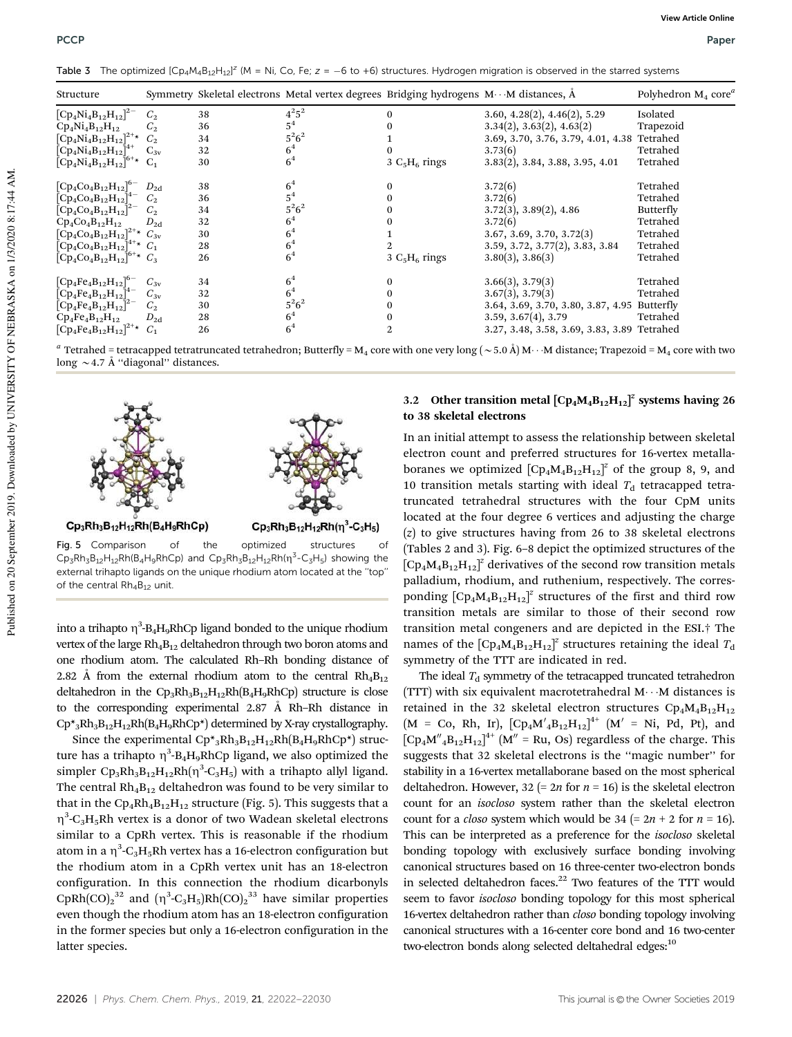Table 3 The optimized $[Cp_4M_4B_{12}H_{12}]^z$ (M = Ni, Co, Fe; z = −6 to +6) structures. Hydrogen migration is observed in the starred systems

| Structure | Symmetry | Skeletal electrons | Metal vertex degrees | Bridging hydrogens | M···M distances, Å | Polyhedron $M_4$ core[a] |
|---|---|---|---|---|---|---|
| $[Cp_4Ni_4B_{12}H_{12}]^{2-}$ | $C_2$ | 38 | $4^25^2$ | 0 | 3.60, 4.28(2), 4.46(2), 5.29 | Isolated |
| $Cp_4Ni_4B_{12}H_{12}$ | $C_2$ | 36 | $5^4$ | 0 | 3.34(2), 3.63(2), 4.63(2) | Trapezoid |
| $[Cp_4Ni_4B_{12}H_{12}]^{2+}$* | $C_2$ | 34 | $5^26^2$ | 1 | 3.69, 3.70, 3.76, 3.79, 4.01, 4.38 | Tetrahed |
| $[Cp_4Ni_4B_{12}H_{12}]^{4+}$ | $C_{3v}$ | 32 | $6^4$ | 0 | 3.73(6) | Tetrahed |
| $[Cp_4Ni_4B_{12}H_{12}]^{6+}$* | $C_1$ | 30 | $6^4$ | 3 $C_5H_6$ rings | 3.83(2), 3.84, 3.88, 3.95, 4.01 | Tetrahed |
| $[Cp_4Co_4B_{12}H_{12}]^{6-}$ | $D_{2d}$ | 38 | $6^4$ | 0 | 3.72(6) | Tetrahed |
| $[Cp_4Co_4B_{12}H_{12}]^{4-}$ | $C_2$ | 36 | $5^4$ | 0 | 3.72(6) | Tetrahed |
| $[Cp_4Co_4B_{12}H_{12}]^{2-}$ | $C_2$ | 34 | $5^26^2$ | 0 | 3.72(3), 3.89(2), 4.86 | Butterfly |
| $Cp_4Co_4B_{12}H_{12}$ | $D_{2d}$ | 32 | $6^4$ | 0 | 3.72(6) | Tetrahed |
| $[Cp_4Co_4B_{12}H_{12}]^{2+}$* | $C_{3v}$ | 30 | $6^4$ | 1 | 3.67, 3.69, 3.70, 3.72(3) | Tetrahed |
| $[Cp_4Co_4B_{12}H_{12}]^{4+}$* | $C_1$ | 28 | $6^4$ | 2 | 3.59, 3.72, 3.77(2), 3.83, 3.84 | Tetrahed |
| $[Cp_4Co_4B_{12}H_{12}]^{6+}$* | $C_3$ | 26 | $6^4$ | 3 $C_5H_6$ rings | 3.80(3), 3.86(3) | Tetrahed |
| $[Cp_4Fe_4B_{12}H_{12}]^{6-}$ | $C_{3v}$ | 34 | $6^4$ | 0 | 3.66(3), 3.79(3) | Tetrahed |
| $[Cp_4Fe_4B_{12}H_{12}]^{4-}$ | $C_{3v}$ | 32 | $6^4$ | 0 | 3.67(3), 3.79(3) | Tetrahed |
| $[Cp_4Fe_4B_{12}H_{12}]^{2-}$ | $C_2$ | 30 | $5^26^2$ | 0 | 3.64, 3.69, 3.70, 3.80, 3.87, 4.95 | Butterfly |
| $Cp_4Fe_4B_{12}H_{12}$ | $D_{2d}$ | 28 | $6^4$ | 0 | 3.59, 3.67(4), 3.79 | Tetrahed |
| $[Cp_4Fe_4B_{12}H_{12}]^{2+}$* | $C_1$ | 26 | $6^4$ | 2 | 3.27, 3.48, 3.58, 3.69, 3.83, 3.89 | Tetrahed |

[a] Tetrahed = tetracapped tetratruncated tetrahedron; Butterfly = $M_4$ core with one very long (∼5.0 Å) M···M distance; Trapezoid = $M_4$ core with two long ∼4.7 Å "diagonal" distances.

Fig. 5 Comparison of the optimized structures of $Cp_3Rh_3B_{12}H_{12}Rh(B_4H_9RhCp)$ and $Cp_3Rh_3B_{12}H_{12}Rh(\eta^3\text{-}C_3H_5)$ showing the external trihapto ligands on the unique rhodium atom located at the "top" of the central $Rh_4B_{12}$ unit.

into a trihapto $\eta^3\text{-}B_4H_9RhCp$ ligand bonded to the unique rhodium vertex of the large $Rh_4B_{12}$ deltahedron through two boron atoms and one rhodium atom. The calculated Rh–Rh bonding distance of 2.82 Å from the external rhodium atom to the central $Rh_4B_{12}$ deltahedron in the $Cp_3Rh_3B_{12}H_{12}Rh(B_4H_9RhCp)$ structure is close to the corresponding experimental 2.87 Å Rh–Rh distance in $Cp^*_3Rh_3B_{12}H_{12}Rh(B_4H_9RhCp^*)$ determined by X-ray crystallography.

Since the experimental $Cp^*_3Rh_3B_{12}H_{12}Rh(B_4H_9RhCp^*)$ structure has a trihapto $\eta^3\text{-}B_4H_9RhCp$ ligand, we also optimized the simpler $Cp_3Rh_3B_{12}H_{12}Rh(\eta^3\text{-}C_3H_5)$ with a trihapto allyl ligand. The central $Rh_4B_{12}$ deltahedron was found to be very similar to that in the $Cp_4Rh_4B_{12}H_{12}$ structure (Fig. 5). This suggests that a $\eta^3\text{-}C_3H_5Rh$ vertex is a donor of two Wadean skeletal electrons similar to a CpRh vertex. This is reasonable if the rhodium atom in a $\eta^3\text{-}C_3H_5Rh$ vertex has a 16-electron configuration but the rhodium atom in a CpRh vertex unit has an 18-electron configuration. In this connection the rhodium dicarbonyls $CpRh(CO)_2$[32] and $(\eta^3\text{-}C_3H_5)Rh(CO)_2$[33] have similar properties even though the rhodium atom has an 18-electron configuration in the former species but only a 16-electron configuration in the latter species.

### 3.2 Other transition metal $[Cp_4M_4B_{12}H_{12}]^z$ systems having 26 to 38 skeletal electrons

In an initial attempt to assess the relationship between skeletal electron count and preferred structures for 16-vertex metallaboranes we optimized $[Cp_4M_4B_{12}H_{12}]^z$ of the group 8, 9, and 10 transition metals starting with ideal $T_d$ tetracapped tetratruncated tetrahedral structures with the four CpM units located at the four degree 6 vertices and adjusting the charge (z) to give structures having from 26 to 38 skeletal electrons (Tables 2 and 3). Fig. 6–8 depict the optimized structures of the $[Cp_4M_4B_{12}H_{12}]^z$ derivatives of the second row transition metals palladium, rhodium, and ruthenium, respectively. The corresponding $[Cp_4M_4B_{12}H_{12}]^z$ structures of the first and third row transition metals are similar to those of their second row transition metal congeners and are depicted in the ESI.† The names of the $[Cp_4M_4B_{12}H_{12}]^z$ structures retaining the ideal $T_d$ symmetry of the TTT are indicated in red.

The ideal $T_d$ symmetry of the tetracapped truncated tetrahedron (TTT) with six equivalent macrotetrahedral M···M distances is retained in the 32 skeletal electron structures $Cp_4M_4B_{12}H_{12}$ (M = Co, Rh, Ir), $[Cp_4M'_4B_{12}H_{12}]^{4+}$ (M′ = Ni, Pd, Pt), and $[Cp_4M''_4B_{12}H_{12}]^{4+}$ (M″ = Ru, Os) regardless of the charge. This suggests that 32 skeletal electrons is the "magic number" for stability in a 16-vertex metallaborane based on the most spherical deltahedron. However, 32 (= 2n for n = 16) is the skeletal electron count for an *isocloso* system rather than the skeletal electron count for a *closo* system which would be 34 (= 2n + 2 for n = 16). This can be interpreted as a preference for the *isocloso* skeletal bonding topology with exclusively surface bonding involving canonical structures based on 16 three-center two-electron bonds in selected deltahedron faces.[22] Two features of the TTT would seem to favor *isocloso* bonding topology for this most spherical 16-vertex deltahedron rather than *closo* bonding topology involving canonical structures with a 16-center core bond and 16 two-center two-electron bonds along selected deltahedral edges:[10]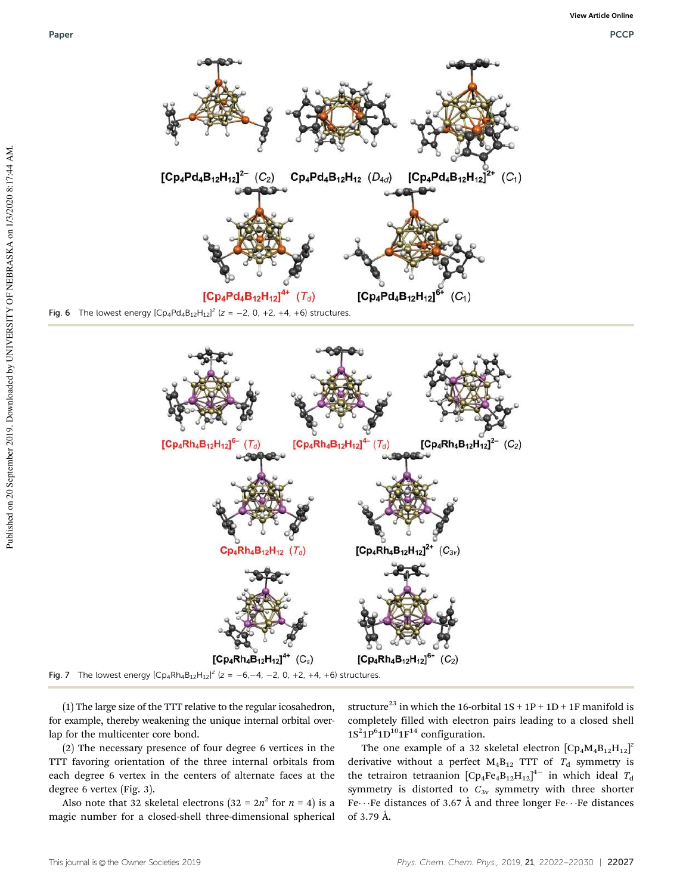Fig. 6 The lowest energy $[Cp_4Pd_4B_{12}H_{12}]^z$ ($z$ = −2, 0, +2, +4, +6) structures.

Fig. 7 The lowest energy $[Cp_4Rh_4B_{12}H_{12}]^z$ ($z$ = −6,−4, −2, 0, +2, +4, +6) structures.

(1) The large size of the TTT relative to the regular icosahedron, for example, thereby weakening the unique internal orbital overlap for the multicenter core bond.

(2) The necessary presence of four degree 6 vertices in the TTT favoring orientation of the three internal orbitals from each degree 6 vertex in the centers of alternate faces at the degree 6 vertex (Fig. 3).

Also note that 32 skeletal electrons ($32 = 2n^2$ for $n = 4$) is a magic number for a closed-shell three-dimensional spherical structure[23] in which the 16-orbital 1S + 1P + 1D + 1F manifold is completely filled with electron pairs leading to a closed shell $1S^21P^61D^{10}1F^{14}$ configuration.

The one example of a 32 skeletal electron $[Cp_4M_4B_{12}H_{12}]^z$ derivative without a perfect $M_4B_{12}$ TTT of $T_d$ symmetry is the tetrairon tetraanion $[Cp_4Fe_4B_{12}H_{12}]^{4-}$ in which ideal $T_d$ symmetry is distorted to $C_{3v}$ symmetry with three shorter Fe···Fe distances of 3.67 Å and three longer Fe···Fe distances of 3.79 Å.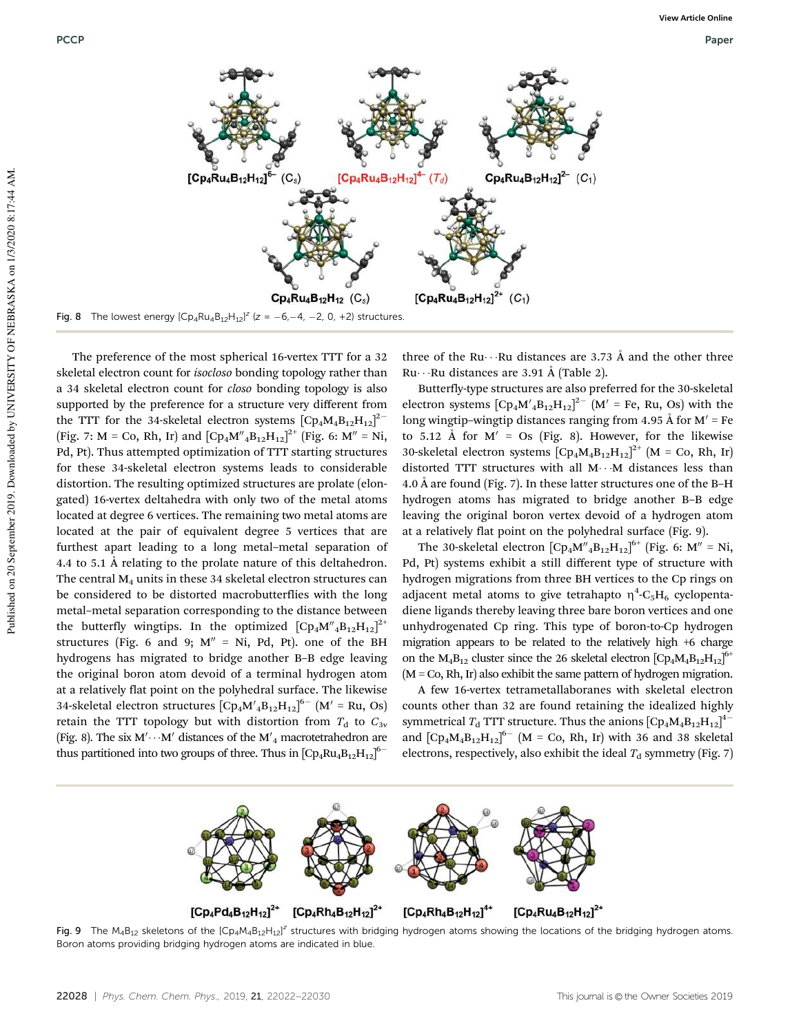Fig. 8 The lowest energy $[Cp_4Ru_4B_{12}H_{12}]^z$ ($z$ = −6,−4, −2, 0, +2) structures.

The preference of the most spherical 16-vertex TTT for a 32 skeletal electron count for *isocloso* bonding topology rather than a 34 skeletal electron count for *closo* bonding topology is also supported by the preference for a structure very different from the TTT for the 34-skeletal electron systems $[Cp_4M_4B_{12}H_{12}]^{2-}$ (Fig. 7: M = Co, Rh, Ir) and $[Cp_4M''_4B_{12}H_{12}]^{2+}$ (Fig. 6: M″ = Ni, Pd, Pt). Thus attempted optimization of TTT starting structures for these 34-skeletal electron systems leads to considerable distortion. The resulting optimized structures are prolate (elongated) 16-vertex deltahedra with only two of the metal atoms located at degree 6 vertices. The remaining two metal atoms are located at the pair of equivalent degree 5 vertices that are furthest apart leading to a long metal–metal separation of 4.4 to 5.1 Å relating to the prolate nature of this deltahedron. The central $M_4$ units in these 34 skeletal electron structures can be considered to be distorted macrobutterflies with the long metal–metal separation corresponding to the distance between the butterfly wingtips. In the optimized $[Cp_4M''_4B_{12}H_{12}]^{2+}$ structures (Fig. 6 and 9; M″ = Ni, Pd, Pt). one of the BH hydrogens has migrated to bridge another B–B edge leaving the original boron atom devoid of a terminal hydrogen atom at a relatively flat point on the polyhedral surface. The likewise 34-skeletal electron structures $[Cp_4M'_4B_{12}H_{12}]^{6-}$ (M′ = Ru, Os) retain the TTT topology but with distortion from $T_d$ to $C_{3v}$ (Fig. 8). The six M′···M′ distances of the $M'_4$ macrotetrahedron are thus partitioned into two groups of three. Thus in $[Cp_4Ru_4B_{12}H_{12}]^{6-}$ three of the Ru···Ru distances are 3.73 Å and the other three Ru···Ru distances are 3.91 Å (Table 2).

Butterfly-type structures are also preferred for the 30-skeletal electron systems $[Cp_4M'_4B_{12}H_{12}]^{2-}$ (M′ = Fe, Ru, Os) with the long wingtip–wingtip distances ranging from 4.95 Å for M′ = Fe to 5.12 Å for M′ = Os (Fig. 8). However, for the likewise 30-skeletal electron systems $[Cp_4M_4B_{12}H_{12}]^{2+}$ (M = Co, Rh, Ir) distorted TTT structures with all M···M distances less than 4.0 Å are found (Fig. 7). In these latter structures one of the B–H hydrogen atoms has migrated to bridge another B–B edge leaving the original boron vertex devoid of a hydrogen atom at a relatively flat point on the polyhedral surface (Fig. 9).

The 30-skeletal electron $[Cp_4M''_4B_{12}H_{12}]^{6+}$ (Fig. 6: M″ = Ni, Pd, Pt) systems exhibit a still different type of structure with hydrogen migrations from three BH vertices to the Cp rings on adjacent metal atoms to give tetrahapto $\eta^4$-$C_5H_6$ cyclopentadiene ligands thereby leaving three bare boron vertices and one unhydrogenated Cp ring. This type of boron-to-Cp hydrogen migration appears to be related to the relatively high +6 charge on the $M_4B_{12}$ cluster since the 26 skeletal electron $[Cp_4M_4B_{12}H_{12}]^{6+}$ (M = Co, Rh, Ir) also exhibit the same pattern of hydrogen migration.

A few 16-vertex tetrametallaboranes with skeletal electron counts other than 32 are found retaining the idealized highly symmetrical $T_d$ TTT structure. Thus the anions $[Cp_4M_4B_{12}H_{12}]^{4-}$ and $[Cp_4M_4B_{12}H_{12}]^{6-}$ (M = Co, Rh, Ir) with 36 and 38 skeletal electrons, respectively, also exhibit the ideal $T_d$ symmetry (Fig. 7)

Fig. 9 The $M_4B_{12}$ skeletons of the $[Cp_4M_4B_{12}H_{12}]^z$ structures with bridging hydrogen atoms showing the locations of the bridging hydrogen atoms. Boron atoms providing bridging hydrogen atoms are indicated in blue.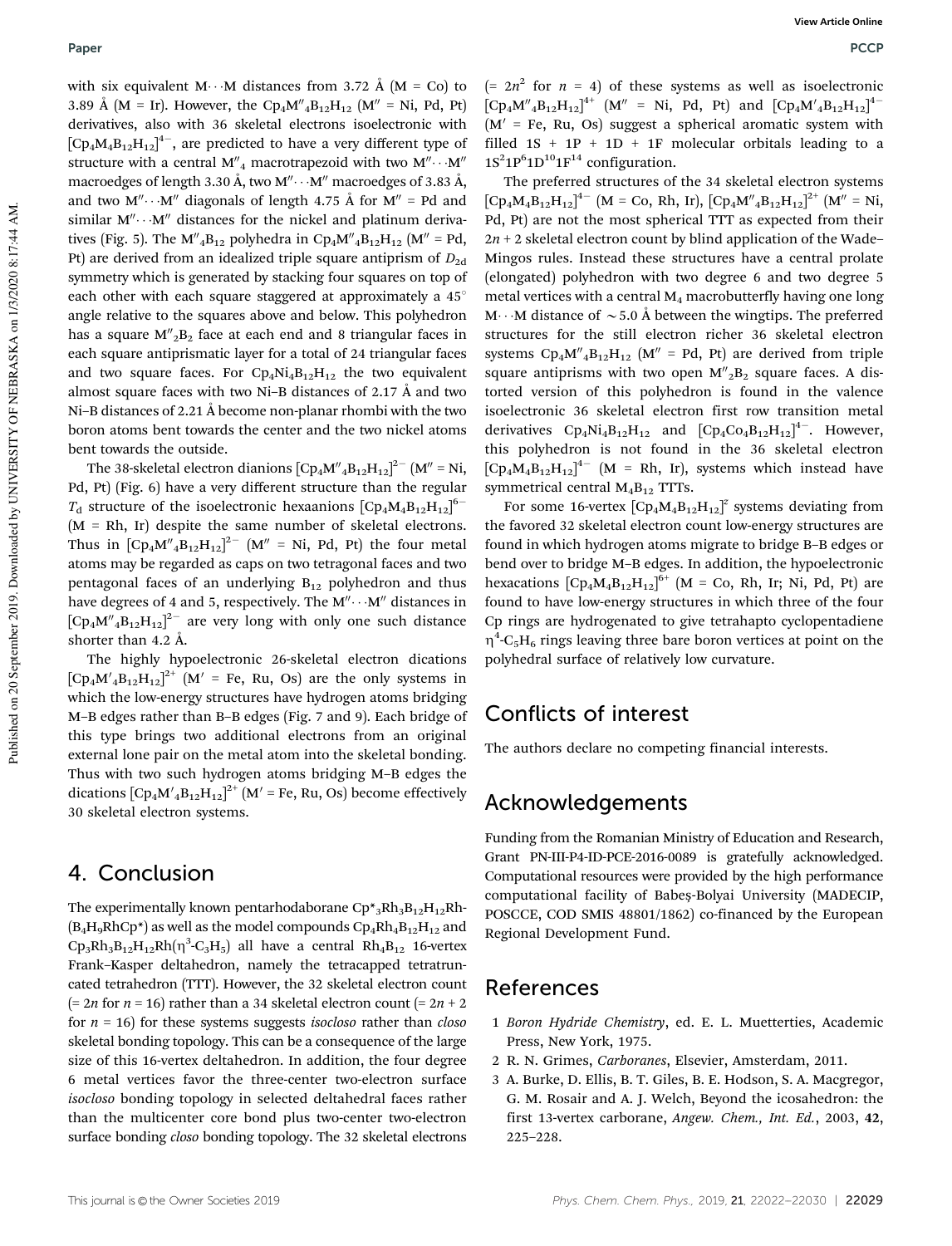with six equivalent M···M distances from 3.72 Å (M = Co) to 3.89 Å (M = Ir). However, the $Cp_4M''_4B_{12}H_{12}$ (M″ = Ni, Pd, Pt) derivatives, also with 36 skeletal electrons isoelectronic with $[Cp_4M_4B_{12}H_{12}]^{4-}$, are predicted to have a very different type of structure with a central $M''_4$ macrotrapezoid with two M″···M″ macroedges of length 3.30 Å, two M″···M″ macroedges of 3.83 Å, and two M″···M″ diagonals of length 4.75 Å for M″ = Pd and similar M″···M″ distances for the nickel and platinum derivatives (Fig. 5). The $M''_4B_{12}$ polyhedra in $Cp_4M''_4B_{12}H_{12}$ (M″ = Pd, Pt) are derived from an idealized triple square antiprism of $D_{2d}$ symmetry which is generated by stacking four squares on top of each other with each square staggered at approximately a 45° angle relative to the squares above and below. This polyhedron has a square $M''_2B_2$ face at each end and 8 triangular faces in each square antiprismatic layer for a total of 24 triangular faces and two square faces. For $Cp_4Ni_4B_{12}H_{12}$ the two equivalent almost square faces with two Ni–B distances of 2.17 Å and two Ni–B distances of 2.21 Å become non-planar rhombi with the two boron atoms bent towards the center and the two nickel atoms bent towards the outside.

The 38-skeletal electron dianions $[Cp_4M''_4B_{12}H_{12}]^{2-}$ (M″ = Ni, Pd, Pt) (Fig. 6) have a very different structure than the regular $T_d$ structure of the isoelectronic hexaanions $[Cp_4M_4B_{12}H_{12}]^{6-}$ (M = Rh, Ir) despite the same number of skeletal electrons. Thus in $[Cp_4M''_4B_{12}H_{12}]^{2-}$ (M″ = Ni, Pd, Pt) the four metal atoms may be regarded as caps on two tetragonal faces and two pentagonal faces of an underlying $B_{12}$ polyhedron and thus have degrees of 4 and 5, respectively. The M″···M″ distances in $[Cp_4M''_4B_{12}H_{12}]^{2-}$ are very long with only one such distance shorter than 4.2 Å.

The highly hypoelectronic 26-skeletal electron dications $[Cp_4M'_4B_{12}H_{12}]^{2+}$ (M′ = Fe, Ru, Os) are the only systems in which the low-energy structures have hydrogen atoms bridging M–B edges rather than B–B edges (Fig. 7 and 9). Each bridge of this type brings two additional electrons from an original external lone pair on the metal atom into the skeletal bonding. Thus with two such hydrogen atoms bridging M–B edges the dications $[Cp_4M'_4B_{12}H_{12}]^{2+}$ (M′ = Fe, Ru, Os) become effectively 30 skeletal electron systems.

## 4. Conclusion

The experimentally known pentarhodaborane $Cp^*_3Rh_3B_{12}H_{12}Rh(B_4H_9RhCp^*)$ as well as the model compounds $Cp_4Rh_4B_{12}H_{12}$ and $Cp_3Rh_3B_{12}H_{12}Rh(\eta^3\text{-}C_3H_5)$ all have a central $Rh_4B_{12}$ 16-vertex Frank–Kasper deltahedron, namely the tetracapped tetratruncated tetrahedron (TTT). However, the 32 skeletal electron count (= $2n$ for $n$ = 16) rather than a 34 skeletal electron count (= $2n + 2$ for $n$ = 16) for these systems suggests *isocloso* rather than *closo* skeletal bonding topology. This can be a consequence of the large size of this 16-vertex deltahedron. In addition, the four degree 6 metal vertices favor the three-center two-electron surface *isocloso* bonding topology in selected deltahedral faces rather than the multicenter core bond plus two-center two-electron surface bonding *closo* bonding topology. The 32 skeletal electrons (= $2n^2$ for $n$ = 4) of these systems as well as isoelectronic $[Cp_4M''_4B_{12}H_{12}]^{4+}$ (M″ = Ni, Pd, Pt) and $[Cp_4M'_4B_{12}H_{12}]^{4-}$ (M′ = Fe, Ru, Os) suggest a spherical aromatic system with filled 1S + 1P + 1D + 1F molecular orbitals leading to a $1S^21P^61D^{10}1F^{14}$ configuration.

The preferred structures of the 34 skeletal electron systems $[Cp_4M_4B_{12}H_{12}]^{4-}$ (M = Co, Rh, Ir), $[Cp_4M''_4B_{12}H_{12}]^{2+}$ (M″ = Ni, Pd, Pt) are not the most spherical TTT as expected from their $2n + 2$ skeletal electron count by blind application of the Wade–Mingos rules. Instead these structures have a central prolate (elongated) polyhedron with two degree 6 and two degree 5 metal vertices with a central $M_4$ macrobutterfly having one long M···M distance of ~5.0 Å between the wingtips. The preferred structures for the still electron richer 36 skeletal electron systems $Cp_4M''_4B_{12}H_{12}$ (M″ = Pd, Pt) are derived from triple square antiprisms with two open $M''_2B_2$ square faces. A distorted version of this polyhedron is found in the valence isoelectronic 36 skeletal electron first row transition metal derivatives $Cp_4Ni_4B_{12}H_{12}$ and $[Cp_4Co_4B_{12}H_{12}]^{4-}$. However, this polyhedron is not found in the 36 skeletal electron $[Cp_4M_4B_{12}H_{12}]^{4-}$ (M = Rh, Ir), systems which instead have symmetrical central $M_4B_{12}$ TTTs.

For some 16-vertex $[Cp_4M_4B_{12}H_{12}]^z$ systems deviating from the favored 32 skeletal electron count low-energy structures are found in which hydrogen atoms migrate to bridge B–B edges or bend over to bridge M–B edges. In addition, the hypoelectronic hexacations $[Cp_4M_4B_{12}H_{12}]^{6+}$ (M = Co, Rh, Ir; Ni, Pd, Pt) are found to have low-energy structures in which three of the four Cp rings are hydrogenated to give tetrahapto cyclopentadiene $\eta^4\text{-}C_5H_6$ rings leaving three bare boron vertices at point on the polyhedral surface of relatively low curvature.

## Conflicts of interest

The authors declare no competing financial interests.

## Acknowledgements

Funding from the Romanian Ministry of Education and Research, Grant PN-III-P4-ID-PCE-2016-0089 is gratefully acknowledged. Computational resources were provided by the high performance computational facility of Babeş-Bolyai University (MADECIP, POSCCE, COD SMIS 48801/1862) co-financed by the European Regional Development Fund.

## References

1. *Boron Hydride Chemistry*, ed. E. L. Muetterties, Academic Press, New York, 1975.
2. R. N. Grimes, *Carboranes*, Elsevier, Amsterdam, 2011.
3. A. Burke, D. Ellis, B. T. Giles, B. E. Hodson, S. A. Macgregor, G. M. Rosair and A. J. Welch, Beyond the icosahedron: the first 13-vertex carborane, *Angew. Chem., Int. Ed.*, 2003, **42**, 225–228.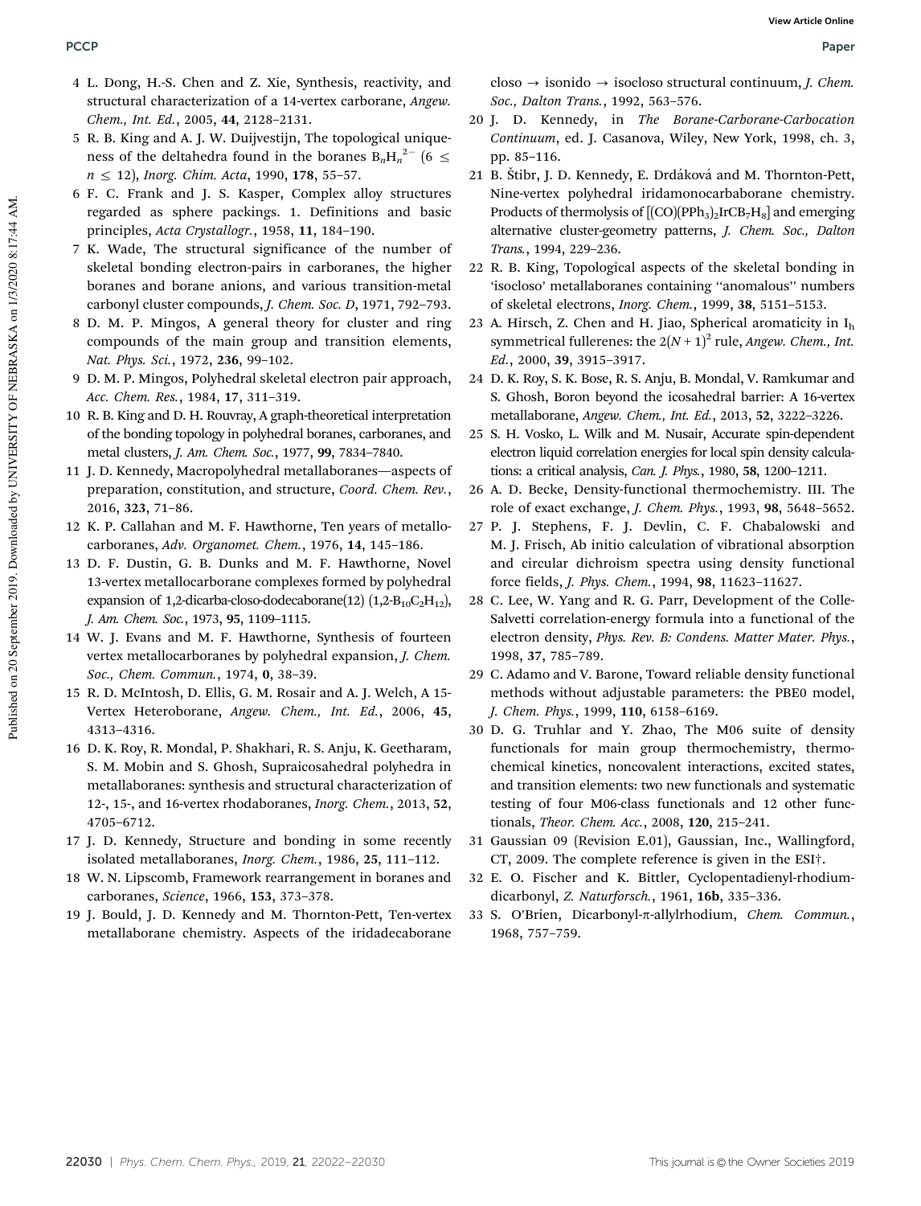4 L. Dong, H.-S. Chen and Z. Xie, Synthesis, reactivity, and structural characterization of a 14-vertex carborane, *Angew. Chem., Int. Ed.*, 2005, **44**, 2128–2131.

5 R. B. King and A. J. W. Duijvestijn, The topological uniqueness of the deltahedra found in the boranes $B_nH_n^{2-}$ ($6 \leq n \leq 12$), *Inorg. Chim. Acta*, 1990, **178**, 55–57.

6 F. C. Frank and J. S. Kasper, Complex alloy structures regarded as sphere packings. 1. Definitions and basic principles, *Acta Crystallogr.*, 1958, **11**, 184–190.

7 K. Wade, The structural significance of the number of skeletal bonding electron-pairs in carboranes, the higher boranes and borane anions, and various transition-metal carbonyl cluster compounds, *J. Chem. Soc. D*, 1971, 792–793.

8 D. M. P. Mingos, A general theory for cluster and ring compounds of the main group and transition elements, *Nat. Phys. Sci.*, 1972, **236**, 99–102.

9 D. M. P. Mingos, Polyhedral skeletal electron pair approach, *Acc. Chem. Res.*, 1984, **17**, 311–319.

10 R. B. King and D. H. Rouvray, A graph-theoretical interpretation of the bonding topology in polyhedral boranes, carboranes, and metal clusters, *J. Am. Chem. Soc.*, 1977, **99**, 7834–7840.

11 J. D. Kennedy, Macropolyhedral metallaboranes—aspects of preparation, constitution, and structure, *Coord. Chem. Rev.*, 2016, **323**, 71–86.

12 K. P. Callahan and M. F. Hawthorne, Ten years of metallocarboranes, *Adv. Organomet. Chem.*, 1976, **14**, 145–186.

13 D. F. Dustin, G. B. Dunks and M. F. Hawthorne, Novel 13-vertex metallocarborane complexes formed by polyhedral expansion of 1,2-dicarba-closo-dodecaborane(12) (1,2-$B_{10}C_2H_{12}$), *J. Am. Chem. Soc.*, 1973, **95**, 1109–1115.

14 W. J. Evans and M. F. Hawthorne, Synthesis of fourteen vertex metallocarboranes by polyhedral expansion, *J. Chem. Soc., Chem. Commun.*, 1974, **0**, 38–39.

15 R. D. McIntosh, D. Ellis, G. M. Rosair and A. J. Welch, A 15-Vertex Heteroborane, *Angew. Chem., Int. Ed.*, 2006, **45**, 4313–4316.

16 D. K. Roy, R. Mondal, P. Shakhari, R. S. Anju, K. Geetharam, S. M. Mobin and S. Ghosh, Supraicosahedral polyhedra in metallaboranes: synthesis and structural characterization of 12-, 15-, and 16-vertex rhodaboranes, *Inorg. Chem.*, 2013, **52**, 4705–6712.

17 J. D. Kennedy, Structure and bonding in some recently isolated metallaboranes, *Inorg. Chem.*, 1986, **25**, 111–112.

18 W. N. Lipscomb, Framework rearrangement in boranes and carboranes, *Science*, 1966, **153**, 373–378.

19 J. Bould, J. D. Kennedy and M. Thornton-Pett, Ten-vertex metallaborane chemistry. Aspects of the iridadecaborane closo → isonido → isocloso structural continuum, *J. Chem. Soc., Dalton Trans.*, 1992, 563–576.

20 J. D. Kennedy, in *The Borane-Carborane-Carbocation Continuum*, ed. J. Casanova, Wiley, New York, 1998, ch. 3, pp. 85–116.

21 B. Štíbr, J. D. Kennedy, E. Drdáková and M. Thornton-Pett, Nine-vertex polyhedral iridamonocarbaborane chemistry. Products of thermolysis of [$(CO)(PPh_3)_2IrCB_7H_8$] and emerging alternative cluster-geometry patterns, *J. Chem. Soc., Dalton Trans.*, 1994, 229–236.

22 R. B. King, Topological aspects of the skeletal bonding in 'isocloso' metallaboranes containing "anomalous" numbers of skeletal electrons, *Inorg. Chem.*, 1999, **38**, 5151–5153.

23 A. Hirsch, Z. Chen and H. Jiao, Spherical aromaticity in $I_h$ symmetrical fullerenes: the $2(N+1)^2$ rule, *Angew. Chem., Int. Ed.*, 2000, **39**, 3915–3917.

24 D. K. Roy, S. K. Bose, R. S. Anju, B. Mondal, V. Ramkumar and S. Ghosh, Boron beyond the icosahedral barrier: A 16-vertex metallaborane, *Angew. Chem., Int. Ed.*, 2013, **52**, 3222–3226.

25 S. H. Vosko, L. Wilk and M. Nusair, Accurate spin-dependent electron liquid correlation energies for local spin density calculations: a critical analysis, *Can. J. Phys.*, 1980, **58**, 1200–1211.

26 A. D. Becke, Density-functional thermochemistry. III. The role of exact exchange, *J. Chem. Phys.*, 1993, **98**, 5648–5652.

27 P. J. Stephens, F. J. Devlin, C. F. Chabalowski and M. J. Frisch, Ab initio calculation of vibrational absorption and circular dichroism spectra using density functional force fields, *J. Phys. Chem.*, 1994, **98**, 11623–11627.

28 C. Lee, W. Yang and R. G. Parr, Development of the Colle-Salvetti correlation-energy formula into a functional of the electron density, *Phys. Rev. B: Condens. Matter Mater. Phys.*, 1998, **37**, 785–789.

29 C. Adamo and V. Barone, Toward reliable density functional methods without adjustable parameters: the PBE0 model, *J. Chem. Phys.*, 1999, **110**, 6158–6169.

30 D. G. Truhlar and Y. Zhao, The M06 suite of density functionals for main group thermochemistry, thermochemical kinetics, noncovalent interactions, excited states, and transition elements: two new functionals and systematic testing of four M06-class functionals and 12 other functionals, *Theor. Chem. Acc.*, 2008, **120**, 215–241.

31 Gaussian 09 (Revision E.01), Gaussian, Inc., Wallingford, CT, 2009. The complete reference is given in the ESI†.

32 E. O. Fischer and K. Bittler, Cyclopentadienyl-rhodium-dicarbonyl, *Z. Naturforsch.*, 1961, **16b**, 335–336.

33 S. O'Brien, Dicarbonyl-π-allylrhodium, *Chem. Commun.*, 1968, 757–759.